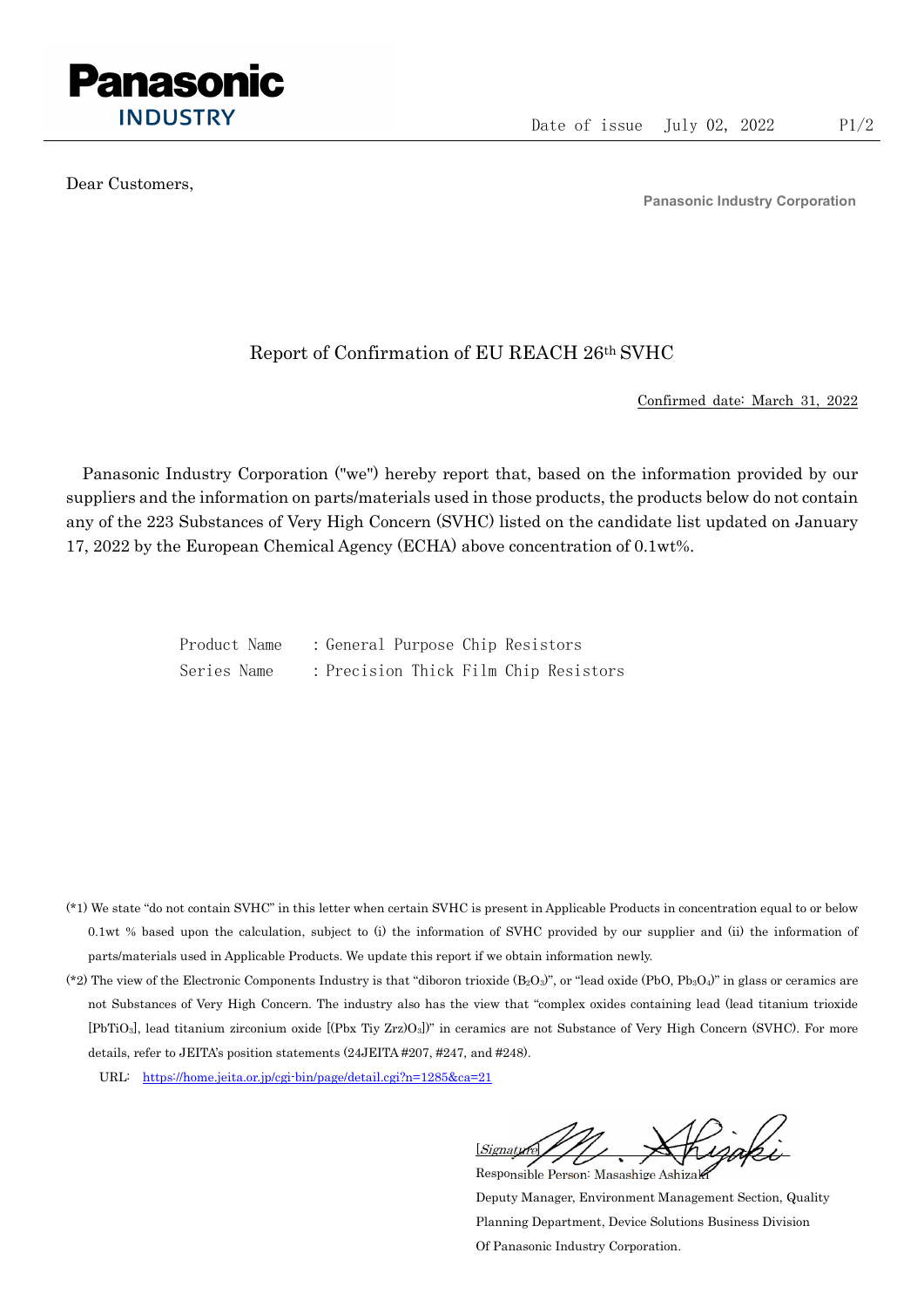Panasonic INDUSTRY

Date of issue July 02, 2022

Dear Customers,

**Panasonic Industry Corporation**

# Report of Confirmation of EU REACH 26th SVHC

Confirmed date: March 31, 2022

Panasonic Industry Corporation ("we") hereby report that, based on the information provided by our suppliers and the information on parts/materials used in those products, the products below do not contain any of the 223 Substances of Very High Concern (SVHC) listed on the candidate list updated on January 17, 2022 by the European Chemical Agency (ECHA) above concentration of 0.1wt%.

Product Name : General Purpose Chip Resistors

Series Name : Precision Thick Film Chip Resistors

(*1) We state "do not contain SVHC" in this letter when certain SVHC is present in Applicable Products in concentration equal to or below 0.1wt % based upon the calculation, subject to (i) the information of SVHC provided by our supplier and (ii) the information of parts/materials used in Applicable Products. We update this report if we obtain information newly.

(*2) The view of the Electronic Components Industry is that "diboron trioxide ($B_2O_3$)", or "lead oxide ($PbO$, $Pb_3O_4$)" in glass or ceramics are not Substances of Very High Concern. The industry also has the view that "complex oxides containing lead (lead titanium trioxide [$PbTiO_3$], lead titanium zirconium oxide [$(Pbx\ Tiy\ Zrz)O_3$])" in ceramics are not Substance of Very High Concern (SVHC). For more details, refer to JEITA's position statements (24JEITA #207, #247, and #248).

URL: https://home.jeita.or.jp/cgi-bin/page/detail.cgi?n=1285&ca=21

[Signature]

Responsible Person: Masashige Ashizaki

Deputy Manager, Environment Management Section, Quality Planning Department, Device Solutions Business Division Of Panasonic Industry Corporation.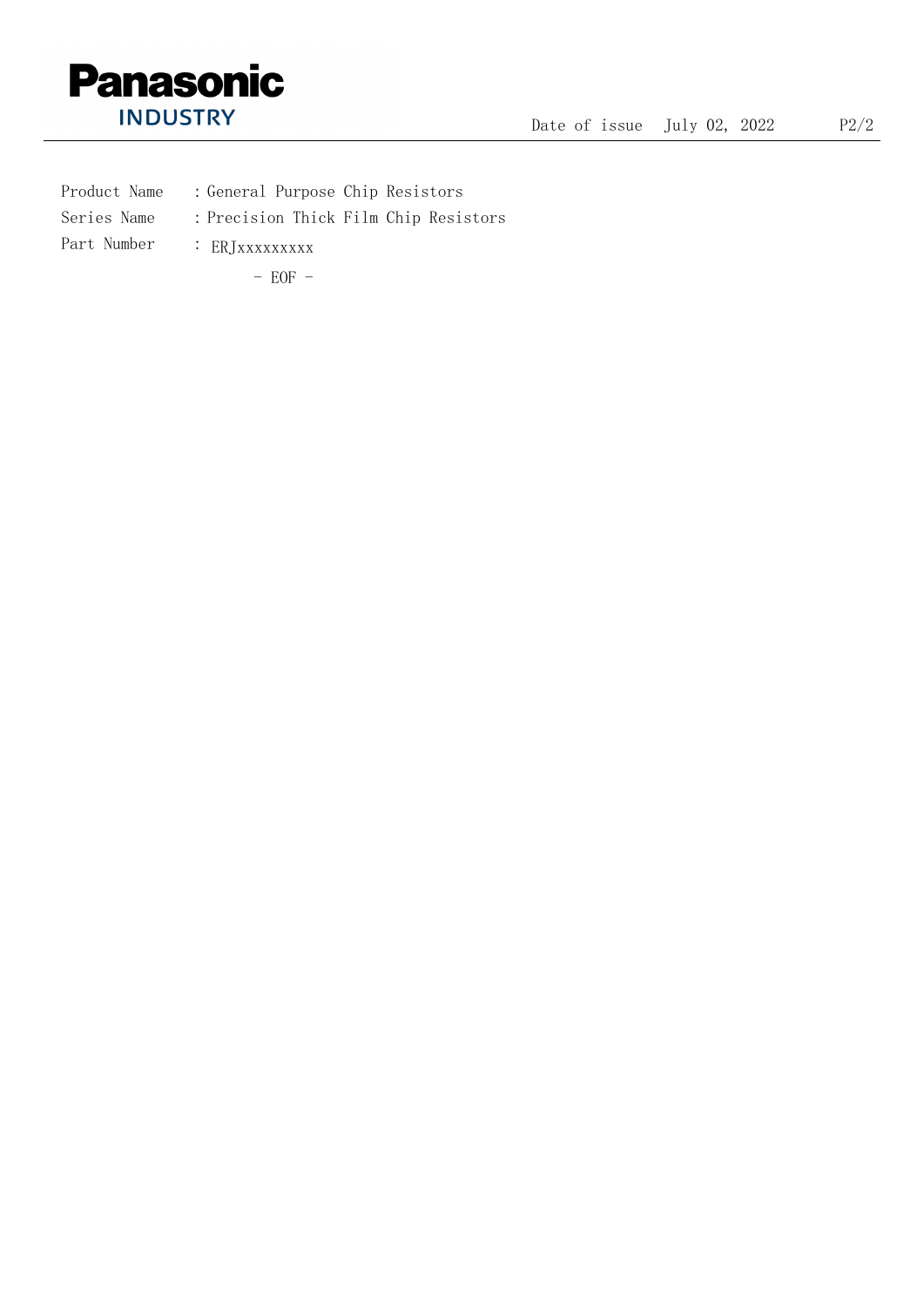Product Name : General Purpose Chip Resistors

Series Name : Precision Thick Film Chip Resistors

Part Number : ERJxxxxxxxxx

- EOF -